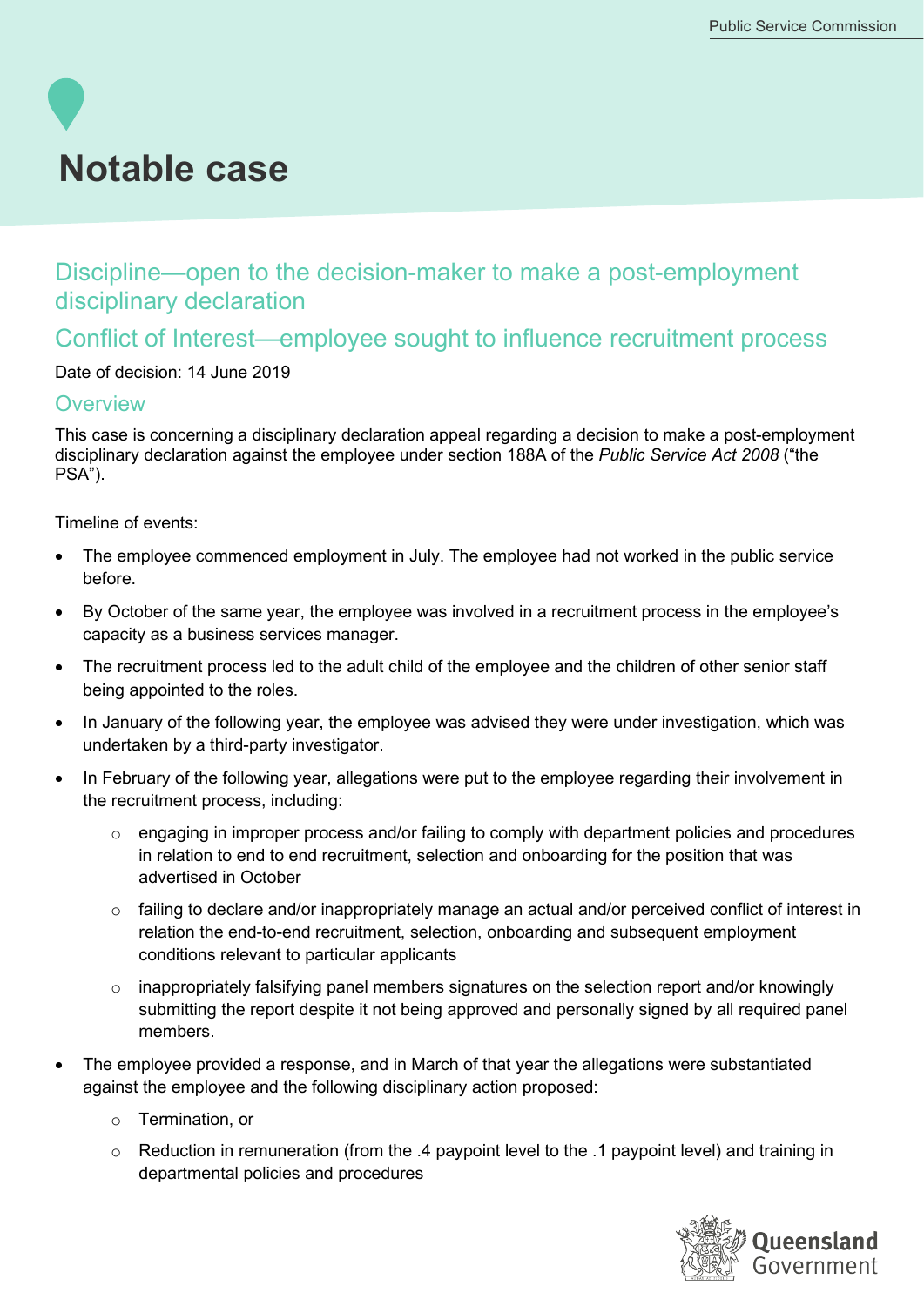# Notable case

## Discipline—open to the decision-maker to make a post-employment disciplinary declaration

## Conflict of Interest—employee sought to influence recruitment process

Date of decision: 14 June 2019

### Overview

This case is concerning a disciplinary declaration appeal regarding a decision to make a post-employment disciplinary declaration against the employee under section 188A of the *Public Service Act 2008* ("the PSA").

Timeline of events:

- The employee commenced employment in July. The employee had not worked in the public service before.
- By October of the same year, the employee was involved in a recruitment process in the employee's capacity as a business services manager.
- The recruitment process led to the adult child of the employee and the children of other senior staff being appointed to the roles.
- In January of the following year, the employee was advised they were under investigation, which was undertaken by a third-party investigator.
- In February of the following year, allegations were put to the employee regarding their involvement in the recruitment process, including:
  - engaging in improper process and/or failing to comply with department policies and procedures in relation to end to end recruitment, selection and onboarding for the position that was advertised in October
  - failing to declare and/or inappropriately manage an actual and/or perceived conflict of interest in relation the end-to-end recruitment, selection, onboarding and subsequent employment conditions relevant to particular applicants
  - inappropriately falsifying panel members signatures on the selection report and/or knowingly submitting the report despite it not being approved and personally signed by all required panel members.
- The employee provided a response, and in March of that year the allegations were substantiated against the employee and the following disciplinary action proposed:
  - Termination, or
  - Reduction in remuneration (from the .4 paypoint level to the .1 paypoint level) and training in departmental policies and procedures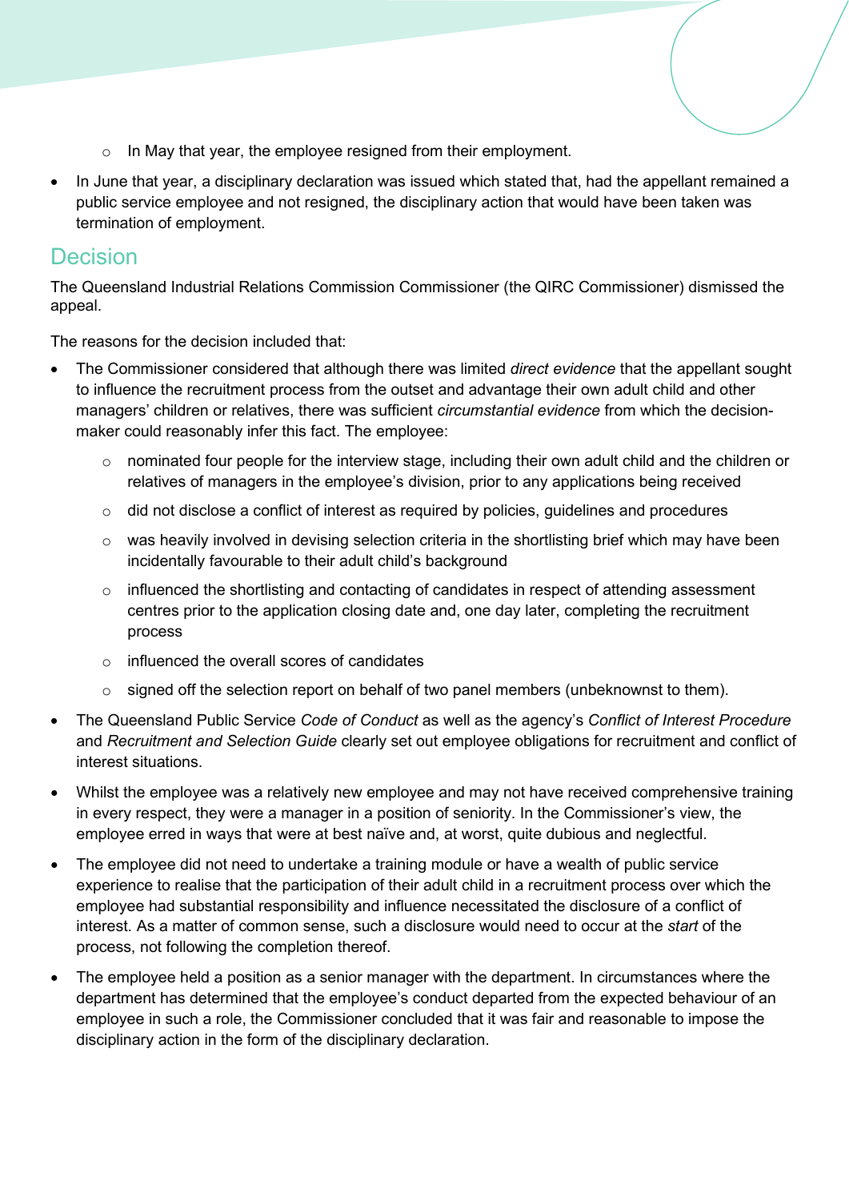- In May that year, the employee resigned from their employment.
- In June that year, a disciplinary declaration was issued which stated that, had the appellant remained a public service employee and not resigned, the disciplinary action that would have been taken was termination of employment.

## Decision

The Queensland Industrial Relations Commission Commissioner (the QIRC Commissioner) dismissed the appeal.

The reasons for the decision included that:

- The Commissioner considered that although there was limited *direct evidence* that the appellant sought to influence the recruitment process from the outset and advantage their own adult child and other managers' children or relatives, there was sufficient *circumstantial evidence* from which the decision-maker could reasonably infer this fact. The employee:
  - nominated four people for the interview stage, including their own adult child and the children or relatives of managers in the employee's division, prior to any applications being received
  - did not disclose a conflict of interest as required by policies, guidelines and procedures
  - was heavily involved in devising selection criteria in the shortlisting brief which may have been incidentally favourable to their adult child's background
  - influenced the shortlisting and contacting of candidates in respect of attending assessment centres prior to the application closing date and, one day later, completing the recruitment process
  - influenced the overall scores of candidates
  - signed off the selection report on behalf of two panel members (unbeknownst to them).
- The Queensland Public Service *Code of Conduct* as well as the agency's *Conflict of Interest Procedure* and *Recruitment and Selection Guide* clearly set out employee obligations for recruitment and conflict of interest situations.
- Whilst the employee was a relatively new employee and may not have received comprehensive training in every respect, they were a manager in a position of seniority. In the Commissioner's view, the employee erred in ways that were at best naïve and, at worst, quite dubious and neglectful.
- The employee did not need to undertake a training module or have a wealth of public service experience to realise that the participation of their adult child in a recruitment process over which the employee had substantial responsibility and influence necessitated the disclosure of a conflict of interest. As a matter of common sense, such a disclosure would need to occur at the *start* of the process, not following the completion thereof.
- The employee held a position as a senior manager with the department. In circumstances where the department has determined that the employee's conduct departed from the expected behaviour of an employee in such a role, the Commissioner concluded that it was fair and reasonable to impose the disciplinary action in the form of the disciplinary declaration.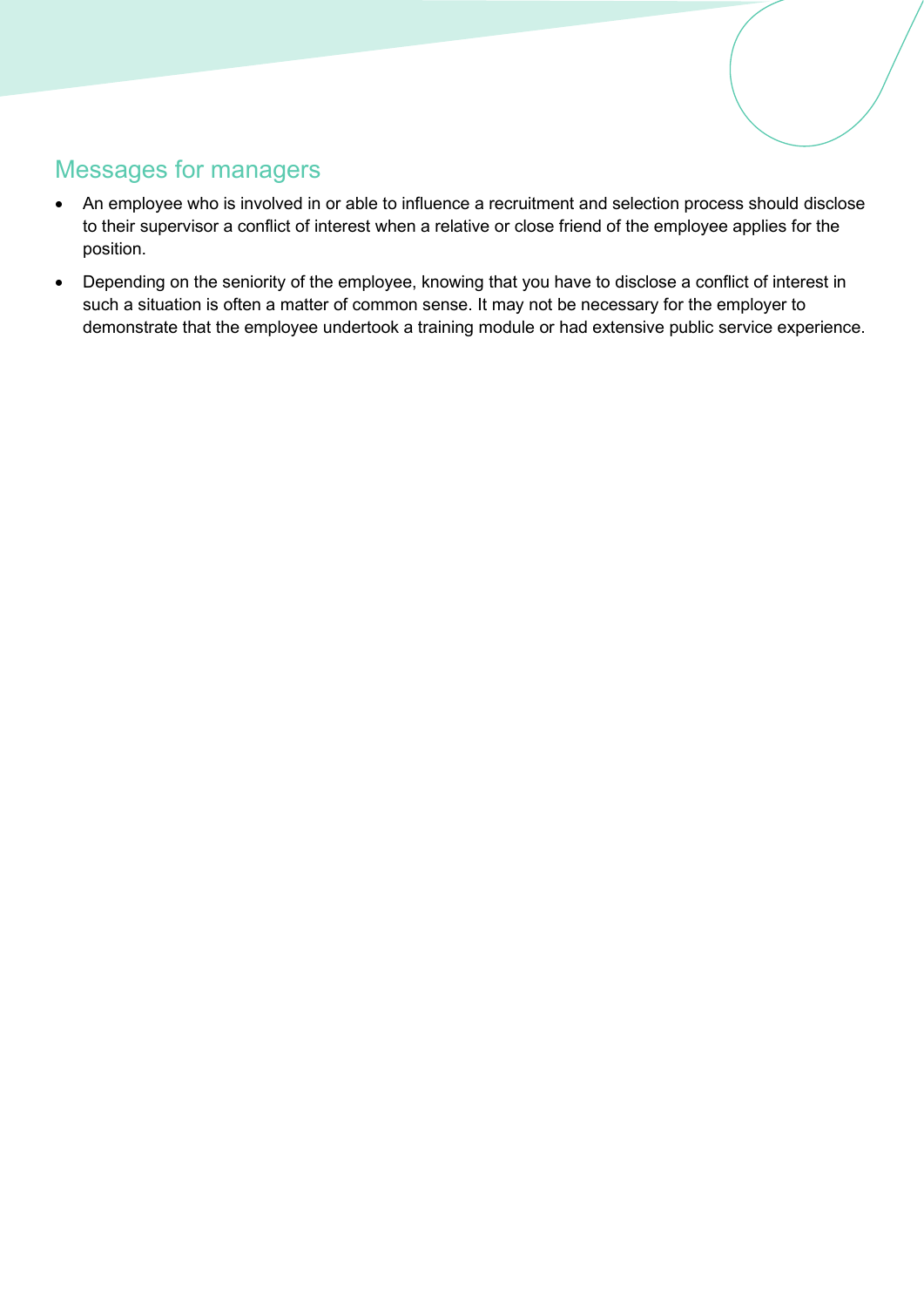## Messages for managers

- An employee who is involved in or able to influence a recruitment and selection process should disclose to their supervisor a conflict of interest when a relative or close friend of the employee applies for the position.
- Depending on the seniority of the employee, knowing that you have to disclose a conflict of interest in such a situation is often a matter of common sense. It may not be necessary for the employer to demonstrate that the employee undertook a training module or had extensive public service experience.